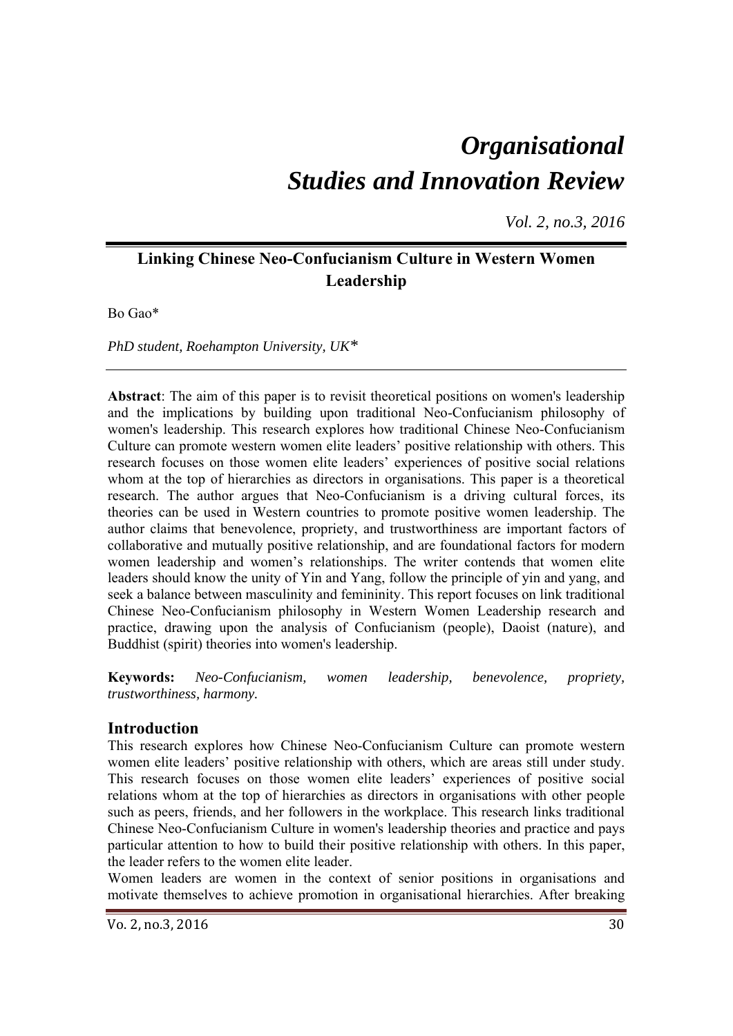# *Organisational Studies and Innovation Review*

*Vol. 2, no.3, 2016*

## Linking Chinese Neo-Confucianism Culture in Western Women Leadership

Bo Gao*

*PhD student, Roehampton University, UK**

**Abstract**: The aim of this paper is to revisit theoretical positions on women's leadership and the implications by building upon traditional Neo-Confucianism philosophy of women's leadership. This research explores how traditional Chinese Neo-Confucianism Culture can promote western women elite leaders' positive relationship with others. This research focuses on those women elite leaders' experiences of positive social relations whom at the top of hierarchies as directors in organisations. This paper is a theoretical research. The author argues that Neo-Confucianism is a driving cultural forces, its theories can be used in Western countries to promote positive women leadership. The author claims that benevolence, propriety, and trustworthiness are important factors of collaborative and mutually positive relationship, and are foundational factors for modern women leadership and women's relationships. The writer contends that women elite leaders should know the unity of Yin and Yang, follow the principle of yin and yang, and seek a balance between masculinity and femininity. This report focuses on link traditional Chinese Neo-Confucianism philosophy in Western Women Leadership research and practice, drawing upon the analysis of Confucianism (people), Daoist (nature), and Buddhist (spirit) theories into women's leadership.

**Keywords:** *Neo-Confucianism, women leadership, benevolence, propriety, trustworthiness, harmony.*

## Introduction

This research explores how Chinese Neo-Confucianism Culture can promote western women elite leaders' positive relationship with others, which are areas still under study. This research focuses on those women elite leaders' experiences of positive social relations whom at the top of hierarchies as directors in organisations with other people such as peers, friends, and her followers in the workplace. This research links traditional Chinese Neo-Confucianism Culture in women's leadership theories and practice and pays particular attention to how to build their positive relationship with others. In this paper, the leader refers to the women elite leader.

Women leaders are women in the context of senior positions in organisations and motivate themselves to achieve promotion in organisational hierarchies. After breaking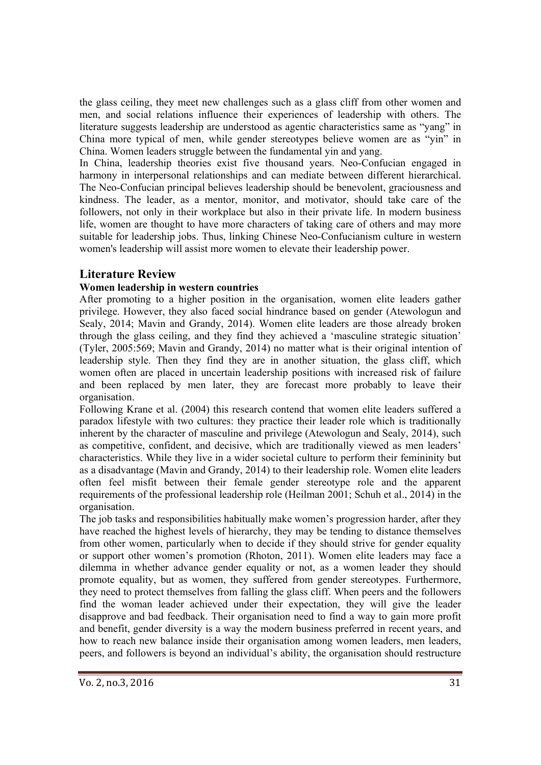the glass ceiling, they meet new challenges such as a glass cliff from other women and men, and social relations influence their experiences of leadership with others. The literature suggests leadership are understood as agentic characteristics same as "yang" in China more typical of men, while gender stereotypes believe women are as "yin" in China. Women leaders struggle between the fundamental yin and yang.

In China, leadership theories exist five thousand years. Neo-Confucian engaged in harmony in interpersonal relationships and can mediate between different hierarchical. The Neo-Confucian principal believes leadership should be benevolent, graciousness and kindness. The leader, as a mentor, monitor, and motivator, should take care of the followers, not only in their workplace but also in their private life. In modern business life, women are thought to have more characters of taking care of others and may more suitable for leadership jobs. Thus, linking Chinese Neo-Confucianism culture in western women's leadership will assist more women to elevate their leadership power.

## Literature Review

### Women leadership in western countries

After promoting to a higher position in the organisation, women elite leaders gather privilege. However, they also faced social hindrance based on gender (Atewologun and Sealy, 2014; Mavin and Grandy, 2014). Women elite leaders are those already broken through the glass ceiling, and they find they achieved a 'masculine strategic situation' (Tyler, 2005:569; Mavin and Grandy, 2014) no matter what is their original intention of leadership style. Then they find they are in another situation, the glass cliff, which women often are placed in uncertain leadership positions with increased risk of failure and been replaced by men later, they are forecast more probably to leave their organisation.

Following Krane et al. (2004) this research contend that women elite leaders suffered a paradox lifestyle with two cultures: they practice their leader role which is traditionally inherent by the character of masculine and privilege (Atewologun and Sealy, 2014), such as competitive, confident, and decisive, which are traditionally viewed as men leaders' characteristics. While they live in a wider societal culture to perform their femininity but as a disadvantage (Mavin and Grandy, 2014) to their leadership role. Women elite leaders often feel misfit between their female gender stereotype role and the apparent requirements of the professional leadership role (Heilman 2001; Schuh et al., 2014) in the organisation.

The job tasks and responsibilities habitually make women's progression harder, after they have reached the highest levels of hierarchy, they may be tending to distance themselves from other women, particularly when to decide if they should strive for gender equality or support other women's promotion (Rhoton, 2011). Women elite leaders may face a dilemma in whether advance gender equality or not, as a women leader they should promote equality, but as women, they suffered from gender stereotypes. Furthermore, they need to protect themselves from falling the glass cliff. When peers and the followers find the woman leader achieved under their expectation, they will give the leader disapprove and bad feedback. Their organisation need to find a way to gain more profit and benefit, gender diversity is a way the modern business preferred in recent years, and how to reach new balance inside their organisation among women leaders, men leaders, peers, and followers is beyond an individual's ability, the organisation should restructure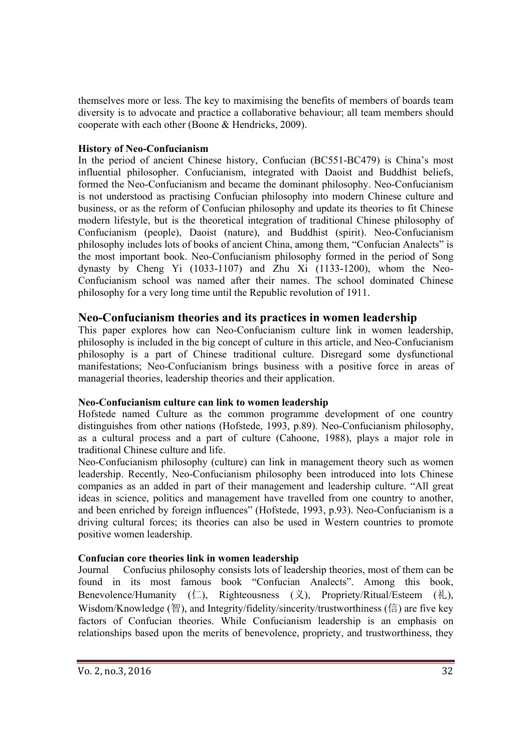themselves more or less. The key to maximising the benefits of members of boards team diversity is to advocate and practice a collaborative behaviour; all team members should cooperate with each other (Boone & Hendricks, 2009).

**History of Neo-Confucianism**

In the period of ancient Chinese history, Confucian (BC551-BC479) is China's most influential philosopher. Confucianism, integrated with Daoist and Buddhist beliefs, formed the Neo-Confucianism and became the dominant philosophy. Neo-Confucianism is not understood as practising Confucian philosophy into modern Chinese culture and business, or as the reform of Confucian philosophy and update its theories to fit Chinese modern lifestyle, but is the theoretical integration of traditional Chinese philosophy of Confucianism (people), Daoist (nature), and Buddhist (spirit). Neo-Confucianism philosophy includes lots of books of ancient China, among them, "Confucian Analects" is the most important book. Neo-Confucianism philosophy formed in the period of Song dynasty by Cheng Yi (1033-1107) and Zhu Xi (1133-1200), whom the Neo-Confucianism school was named after their names. The school dominated Chinese philosophy for a very long time until the Republic revolution of 1911.

## Neo-Confucianism theories and its practices in women leadership

This paper explores how can Neo-Confucianism culture link in women leadership, philosophy is included in the big concept of culture in this article, and Neo-Confucianism philosophy is a part of Chinese traditional culture. Disregard some dysfunctional manifestations; Neo-Confucianism brings business with a positive force in areas of managerial theories, leadership theories and their application.

**Neo-Confucianism culture can link to women leadership**

Hofstede named Culture as the common programme development of one country distinguishes from other nations (Hofstede, 1993, p.89). Neo-Confucianism philosophy, as a cultural process and a part of culture (Cahoone, 1988), plays a major role in traditional Chinese culture and life.

Neo-Confucianism philosophy (culture) can link in management theory such as women leadership. Recently, Neo-Confucianism philosophy been introduced into lots Chinese companies as an added in part of their management and leadership culture. "All great ideas in science, politics and management have travelled from one country to another, and been enriched by foreign influences" (Hofstede, 1993, p.93). Neo-Confucianism is a driving cultural forces; its theories can also be used in Western countries to promote positive women leadership.

**Confucian core theories link in women leadership**

Journal Confucius philosophy consists lots of leadership theories, most of them can be found in its most famous book "Confucian Analects". Among this book, Benevolence/Humanity (仁), Righteousness (义), Propriety/Ritual/Esteem (礼), Wisdom/Knowledge (智), and Integrity/fidelity/sincerity/trustworthiness (信) are five key factors of Confucian theories. While Confucianism leadership is an emphasis on relationships based upon the merits of benevolence, propriety, and trustworthiness, they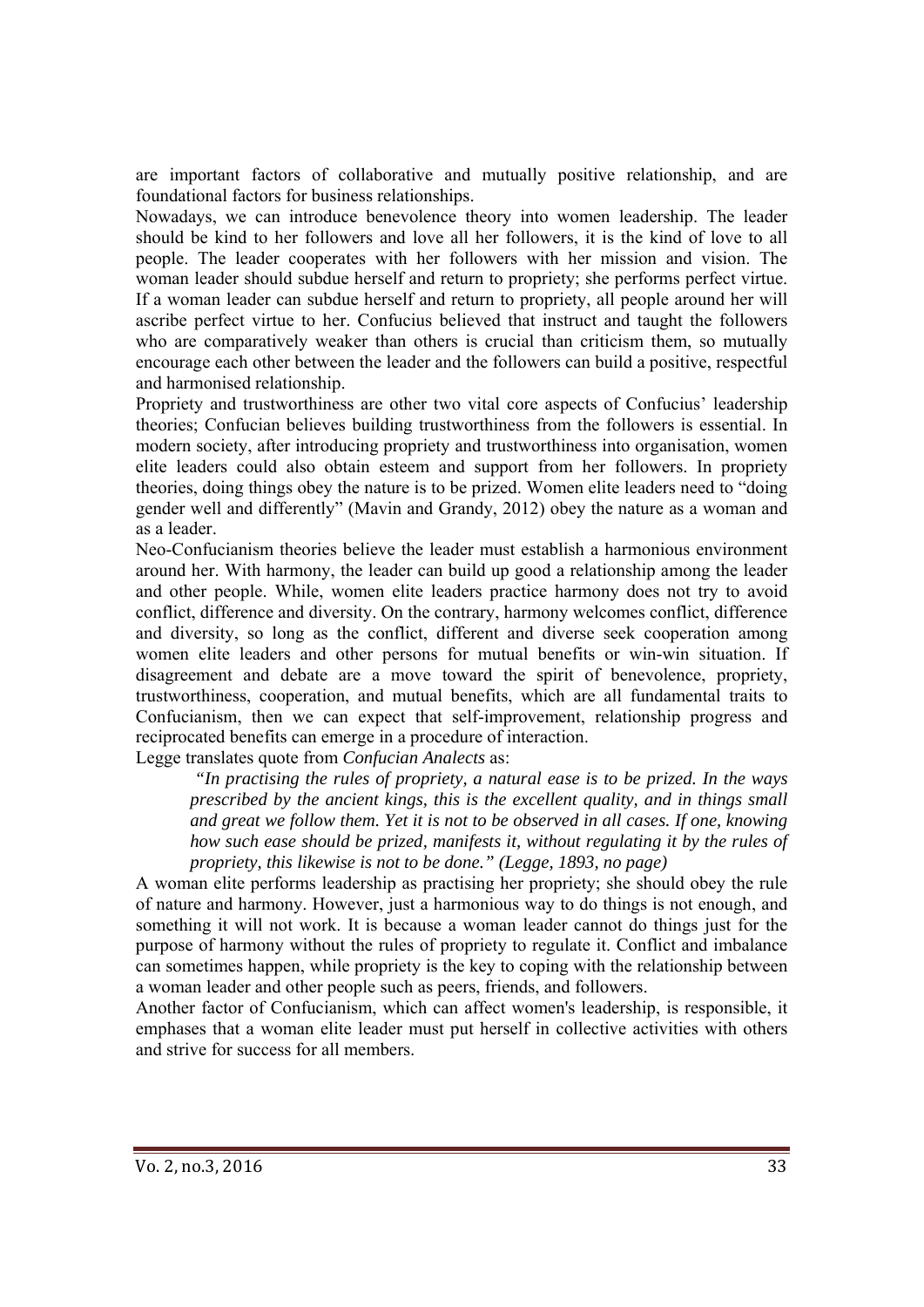are important factors of collaborative and mutually positive relationship, and are foundational factors for business relationships.

Nowadays, we can introduce benevolence theory into women leadership. The leader should be kind to her followers and love all her followers, it is the kind of love to all people. The leader cooperates with her followers with her mission and vision. The woman leader should subdue herself and return to propriety; she performs perfect virtue. If a woman leader can subdue herself and return to propriety, all people around her will ascribe perfect virtue to her. Confucius believed that instruct and taught the followers who are comparatively weaker than others is crucial than criticism them, so mutually encourage each other between the leader and the followers can build a positive, respectful and harmonised relationship.

Propriety and trustworthiness are other two vital core aspects of Confucius' leadership theories; Confucian believes building trustworthiness from the followers is essential. In modern society, after introducing propriety and trustworthiness into organisation, women elite leaders could also obtain esteem and support from her followers. In propriety theories, doing things obey the nature is to be prized. Women elite leaders need to "doing gender well and differently" (Mavin and Grandy, 2012) obey the nature as a woman and as a leader.

Neo-Confucianism theories believe the leader must establish a harmonious environment around her. With harmony, the leader can build up good a relationship among the leader and other people. While, women elite leaders practice harmony does not try to avoid conflict, difference and diversity. On the contrary, harmony welcomes conflict, difference and diversity, so long as the conflict, different and diverse seek cooperation among women elite leaders and other persons for mutual benefits or win-win situation. If disagreement and debate are a move toward the spirit of benevolence, propriety, trustworthiness, cooperation, and mutual benefits, which are all fundamental traits to Confucianism, then we can expect that self-improvement, relationship progress and reciprocated benefits can emerge in a procedure of interaction.

Legge translates quote from *Confucian Analects* as:

> *"In practising the rules of propriety, a natural ease is to be prized. In the ways prescribed by the ancient kings, this is the excellent quality, and in things small and great we follow them. Yet it is not to be observed in all cases. If one, knowing how such ease should be prized, manifests it, without regulating it by the rules of propriety, this likewise is not to be done." (Legge, 1893, no page)*

A woman elite performs leadership as practising her propriety; she should obey the rule of nature and harmony. However, just a harmonious way to do things is not enough, and something it will not work. It is because a woman leader cannot do things just for the purpose of harmony without the rules of propriety to regulate it. Conflict and imbalance can sometimes happen, while propriety is the key to coping with the relationship between a woman leader and other people such as peers, friends, and followers.

Another factor of Confucianism, which can affect women's leadership, is responsible, it emphases that a woman elite leader must put herself in collective activities with others and strive for success for all members.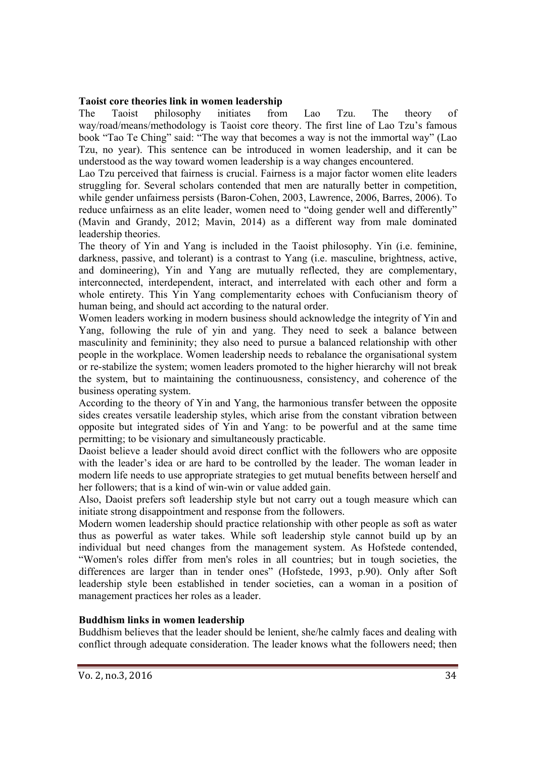**Taoist core theories link in women leadership**

The Taoist philosophy initiates from Lao Tzu. The theory of way/road/means/methodology is Taoist core theory. The first line of Lao Tzu's famous book "Tao Te Ching" said: "The way that becomes a way is not the immortal way" (Lao Tzu, no year). This sentence can be introduced in women leadership, and it can be understood as the way toward women leadership is a way changes encountered.

Lao Tzu perceived that fairness is crucial. Fairness is a major factor women elite leaders struggling for. Several scholars contended that men are naturally better in competition, while gender unfairness persists (Baron-Cohen, 2003, Lawrence, 2006, Barres, 2006). To reduce unfairness as an elite leader, women need to "doing gender well and differently" (Mavin and Grandy, 2012; Mavin, 2014) as a different way from male dominated leadership theories.

The theory of Yin and Yang is included in the Taoist philosophy. Yin (i.e. feminine, darkness, passive, and tolerant) is a contrast to Yang (i.e. masculine, brightness, active, and domineering), Yin and Yang are mutually reflected, they are complementary, interconnected, interdependent, interact, and interrelated with each other and form a whole entirety. This Yin Yang complementarity echoes with Confucianism theory of human being, and should act according to the natural order.

Women leaders working in modern business should acknowledge the integrity of Yin and Yang, following the rule of yin and yang. They need to seek a balance between masculinity and femininity; they also need to pursue a balanced relationship with other people in the workplace. Women leadership needs to rebalance the organisational system or re-stabilize the system; women leaders promoted to the higher hierarchy will not break the system, but to maintaining the continuousness, consistency, and coherence of the business operating system.

According to the theory of Yin and Yang, the harmonious transfer between the opposite sides creates versatile leadership styles, which arise from the constant vibration between opposite but integrated sides of Yin and Yang: to be powerful and at the same time permitting; to be visionary and simultaneously practicable.

Daoist believe a leader should avoid direct conflict with the followers who are opposite with the leader's idea or are hard to be controlled by the leader. The woman leader in modern life needs to use appropriate strategies to get mutual benefits between herself and her followers; that is a kind of win-win or value added gain.

Also, Daoist prefers soft leadership style but not carry out a tough measure which can initiate strong disappointment and response from the followers.

Modern women leadership should practice relationship with other people as soft as water thus as powerful as water takes. While soft leadership style cannot build up by an individual but need changes from the management system. As Hofstede contended, "Women's roles differ from men's roles in all countries; but in tough societies, the differences are larger than in tender ones" (Hofstede, 1993, p.90). Only after Soft leadership style been established in tender societies, can a woman in a position of management practices her roles as a leader.

**Buddhism links in women leadership**

Buddhism believes that the leader should be lenient, she/he calmly faces and dealing with conflict through adequate consideration. The leader knows what the followers need; then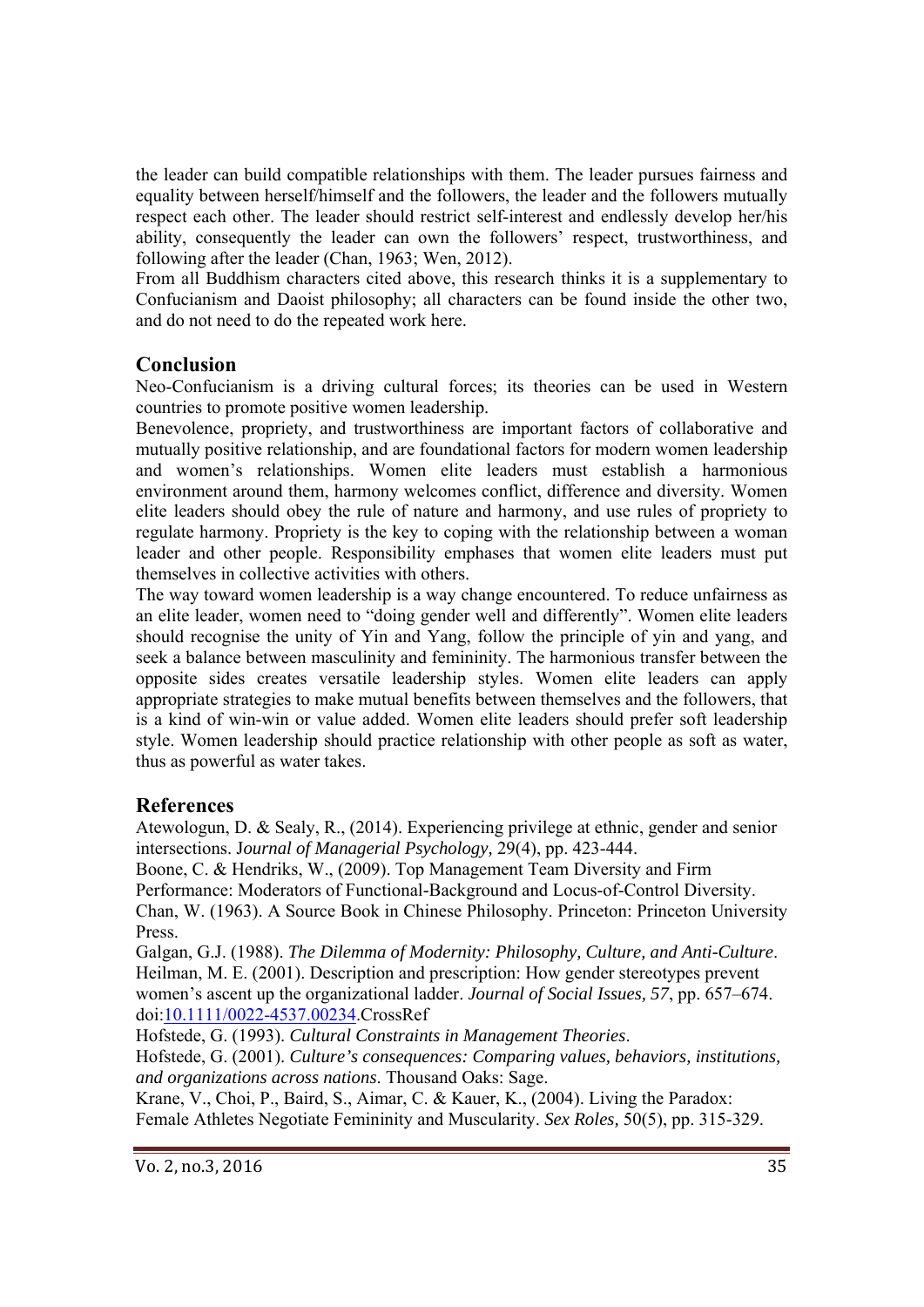the leader can build compatible relationships with them. The leader pursues fairness and equality between herself/himself and the followers, the leader and the followers mutually respect each other. The leader should restrict self-interest and endlessly develop her/his ability, consequently the leader can own the followers' respect, trustworthiness, and following after the leader (Chan, 1963; Wen, 2012).

From all Buddhism characters cited above, this research thinks it is a supplementary to Confucianism and Daoist philosophy; all characters can be found inside the other two, and do not need to do the repeated work here.

## Conclusion

Neo-Confucianism is a driving cultural forces; its theories can be used in Western countries to promote positive women leadership.

Benevolence, propriety, and trustworthiness are important factors of collaborative and mutually positive relationship, and are foundational factors for modern women leadership and women's relationships. Women elite leaders must establish a harmonious environment around them, harmony welcomes conflict, difference and diversity. Women elite leaders should obey the rule of nature and harmony, and use rules of propriety to regulate harmony. Propriety is the key to coping with the relationship between a woman leader and other people. Responsibility emphases that women elite leaders must put themselves in collective activities with others.

The way toward women leadership is a way change encountered. To reduce unfairness as an elite leader, women need to "doing gender well and differently". Women elite leaders should recognise the unity of Yin and Yang, follow the principle of yin and yang, and seek a balance between masculinity and femininity. The harmonious transfer between the opposite sides creates versatile leadership styles. Women elite leaders can apply appropriate strategies to make mutual benefits between themselves and the followers, that is a kind of win-win or value added. Women elite leaders should prefer soft leadership style. Women leadership should practice relationship with other people as soft as water, thus as powerful as water takes.

## References

Atewologun, D. & Sealy, R., (2014). Experiencing privilege at ethnic, gender and senior intersections. J*ournal of Managerial Psychology*, 29(4), pp. 423-444.

Boone, C. & Hendriks, W., (2009). Top Management Team Diversity and Firm Performance: Moderators of Functional-Background and Locus-of-Control Diversity.

Chan, W. (1963). A Source Book in Chinese Philosophy. Princeton: Princeton University Press.

Galgan, G.J. (1988). *The Dilemma of Modernity: Philosophy, Culture, and Anti-Culture*.

Heilman, M. E. (2001). Description and prescription: How gender stereotypes prevent women's ascent up the organizational ladder. *Journal of Social Issues, 57*, pp. 657–674. doi:10.1111/0022-4537.00234.CrossRef

Hofstede, G. (1993). *Cultural Constraints in Management Theories*.

Hofstede, G. (2001). *Culture's consequences: Comparing values, behaviors, institutions, and organizations across nations*. Thousand Oaks: Sage.

Krane, V., Choi, P., Baird, S., Aimar, C. & Kauer, K., (2004). Living the Paradox: Female Athletes Negotiate Femininity and Muscularity. *Sex Roles,* 50(5), pp. 315-329.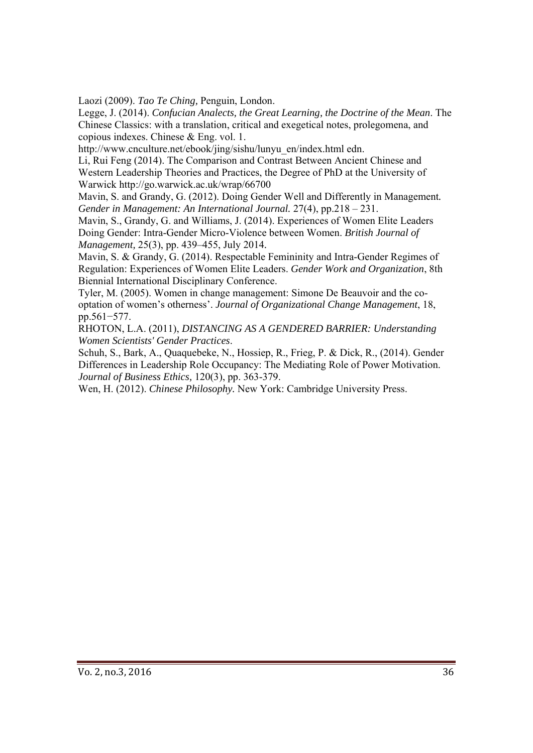Laozi (2009). *Tao Te Ching*, Penguin, London.

Legge, J. (2014). *Confucian Analects, the Great Learning, the Doctrine of the Mean*. The Chinese Classics: with a translation, critical and exegetical notes, prolegomena, and copious indexes. Chinese & Eng. vol. 1. http://www.cnculture.net/ebook/jing/sishu/lunyu_en/index.html edn.

Li, Rui Feng (2014). The Comparison and Contrast Between Ancient Chinese and Western Leadership Theories and Practices, the Degree of PhD at the University of Warwick http://go.warwick.ac.uk/wrap/66700

Mavin, S. and Grandy, G. (2012). Doing Gender Well and Differently in Management. *Gender in Management: An International Journal.* 27(4), pp.218 – 231.

Mavin, S., Grandy, G. and Williams, J. (2014). Experiences of Women Elite Leaders Doing Gender: Intra-Gender Micro-Violence between Women. *British Journal of Management,* 25(3), pp. 439–455, July 2014.

Mavin, S. & Grandy, G. (2014). Respectable Femininity and Intra-Gender Regimes of Regulation: Experiences of Women Elite Leaders. *Gender Work and Organization*, 8th Biennial International Disciplinary Conference.

Tyler, M. (2005). Women in change management: Simone De Beauvoir and the co-optation of women's otherness'. *Journal of Organizational Change Management*, 18, pp.561−577.

RHOTON, L.A. (2011), *DISTANCING AS A GENDERED BARRIER: Understanding Women Scientists' Gender Practices*.

Schuh, S., Bark, A., Quaquebeke, N., Hossiep, R., Frieg, P. & Dick, R., (2014). Gender Differences in Leadership Role Occupancy: The Mediating Role of Power Motivation. *Journal of Business Ethics,* 120(3), pp. 363-379.

Wen, H. (2012). *Chinese Philosophy.* New York: Cambridge University Press.